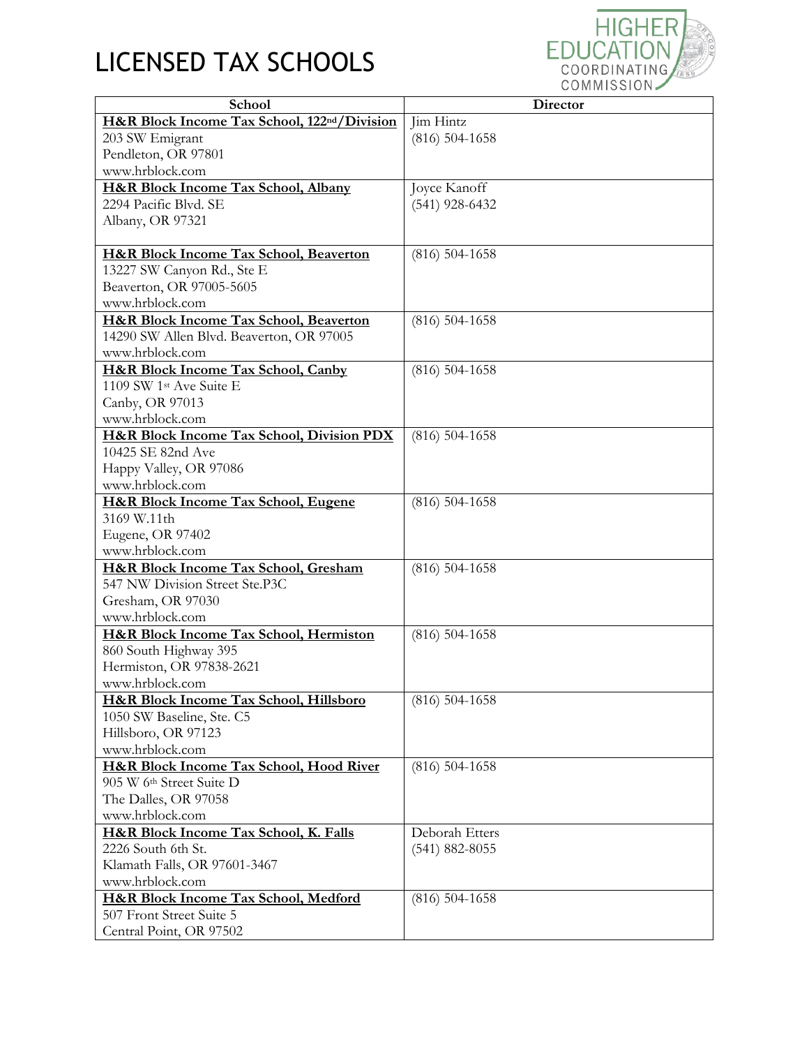# LICENSED TAX SCHOOLS

| School | Director |
|---|---|
| **H&R Block Income Tax School, 122nd/Division**<br>203 SW Emigrant<br>Pendleton, OR 97801<br>www.hrblock.com | Jim Hintz<br>(816) 504-1658 |
| **H&R Block Income Tax School, Albany**<br>2294 Pacific Blvd. SE<br>Albany, OR 97321 | Joyce Kanoff<br>(541) 928-6432 |
| **H&R Block Income Tax School, Beaverton**<br>13227 SW Canyon Rd., Ste E<br>Beaverton, OR 97005-5605<br>www.hrblock.com | (816) 504-1658 |
| **H&R Block Income Tax School, Beaverton**<br>14290 SW Allen Blvd. Beaverton, OR 97005<br>www.hrblock.com | (816) 504-1658 |
| **H&R Block Income Tax School, Canby**<br>1109 SW 1st Ave Suite E<br>Canby, OR 97013<br>www.hrblock.com | (816) 504-1658 |
| **H&R Block Income Tax School, Division PDX**<br>10425 SE 82nd Ave<br>Happy Valley, OR 97086<br>www.hrblock.com | (816) 504-1658 |
| **H&R Block Income Tax School, Eugene**<br>3169 W.11th<br>Eugene, OR 97402<br>www.hrblock.com | (816) 504-1658 |
| **H&R Block Income Tax School, Gresham**<br>547 NW Division Street Ste.P3C<br>Gresham, OR 97030<br>www.hrblock.com | (816) 504-1658 |
| **H&R Block Income Tax School, Hermiston**<br>860 South Highway 395<br>Hermiston, OR 97838-2621<br>www.hrblock.com | (816) 504-1658 |
| **H&R Block Income Tax School, Hillsboro**<br>1050 SW Baseline, Ste. C5<br>Hillsboro, OR 97123<br>www.hrblock.com | (816) 504-1658 |
| **H&R Block Income Tax School, Hood River**<br>905 W 6th Street Suite D<br>The Dalles, OR 97058<br>www.hrblock.com | (816) 504-1658 |
| **H&R Block Income Tax School, K. Falls**<br>2226 South 6th St.<br>Klamath Falls, OR 97601-3467<br>www.hrblock.com | Deborah Etters<br>(541) 882-8055 |
| **H&R Block Income Tax School, Medford**<br>507 Front Street Suite 5<br>Central Point, OR 97502 | (816) 504-1658 |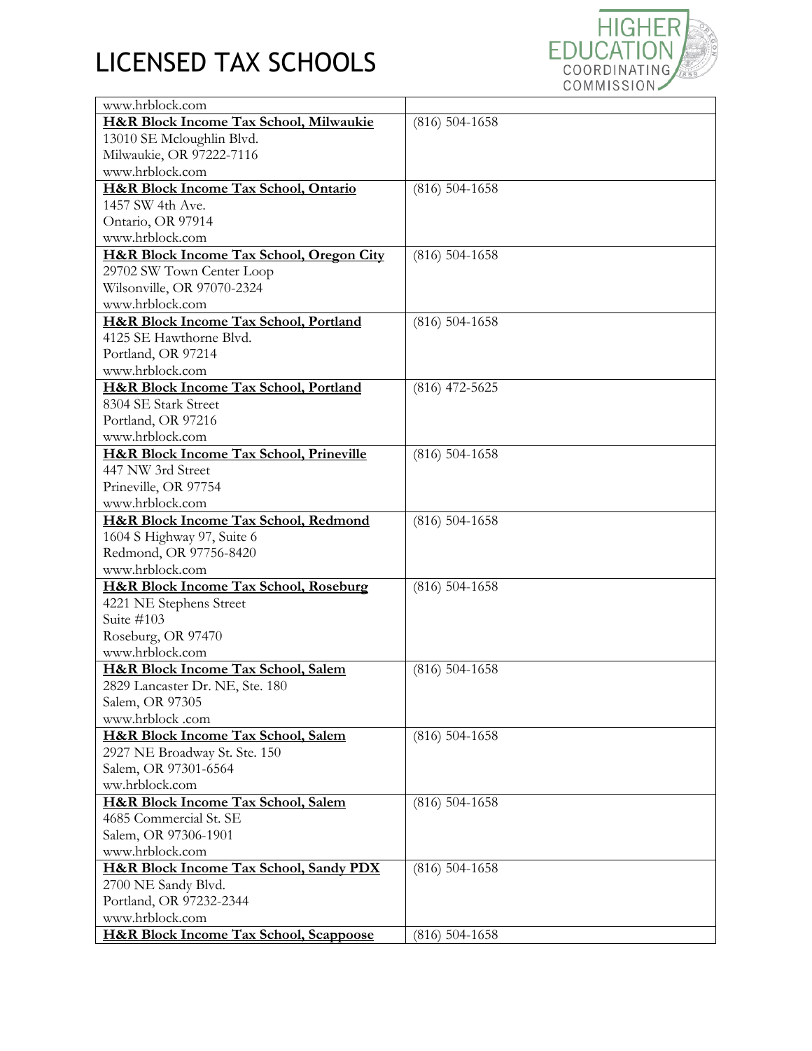# LICENSED TAX SCHOOLS

| | |
|---|---|
| www.hrblock.com | |
| **H&R Block Income Tax School, Milwaukie**<br>13010 SE Mcloughlin Blvd.<br>Milwaukie, OR 97222-7116<br>www.hrblock.com | (816) 504-1658 |
| **H&R Block Income Tax School, Ontario**<br>1457 SW 4th Ave.<br>Ontario, OR 97914<br>www.hrblock.com | (816) 504-1658 |
| **H&R Block Income Tax School, Oregon City**<br>29702 SW Town Center Loop<br>Wilsonville, OR 97070-2324<br>www.hrblock.com | (816) 504-1658 |
| **H&R Block Income Tax School, Portland**<br>4125 SE Hawthorne Blvd.<br>Portland, OR 97214<br>www.hrblock.com | (816) 504-1658 |
| **H&R Block Income Tax School, Portland**<br>8304 SE Stark Street<br>Portland, OR 97216<br>www.hrblock.com | (816) 472-5625 |
| **H&R Block Income Tax School, Prineville**<br>447 NW 3rd Street<br>Prineville, OR 97754<br>www.hrblock.com | (816) 504-1658 |
| **H&R Block Income Tax School, Redmond**<br>1604 S Highway 97, Suite 6<br>Redmond, OR 97756-8420<br>www.hrblock.com | (816) 504-1658 |
| **H&R Block Income Tax School, Roseburg**<br>4221 NE Stephens Street<br>Suite #103<br>Roseburg, OR 97470<br>www.hrblock.com | (816) 504-1658 |
| **H&R Block Income Tax School, Salem**<br>2829 Lancaster Dr. NE, Ste. 180<br>Salem, OR 97305<br>www.hrblock .com | (816) 504-1658 |
| **H&R Block Income Tax School, Salem**<br>2927 NE Broadway St. Ste. 150<br>Salem, OR 97301-6564<br>ww.hrblock.com | (816) 504-1658 |
| **H&R Block Income Tax School, Salem**<br>4685 Commercial St. SE<br>Salem, OR 97306-1901<br>www.hrblock.com | (816) 504-1658 |
| **H&R Block Income Tax School, Sandy PDX**<br>2700 NE Sandy Blvd.<br>Portland, OR 97232-2344<br>www.hrblock.com | (816) 504-1658 |
| **H&R Block Income Tax School, Scappoose** | (816) 504-1658 |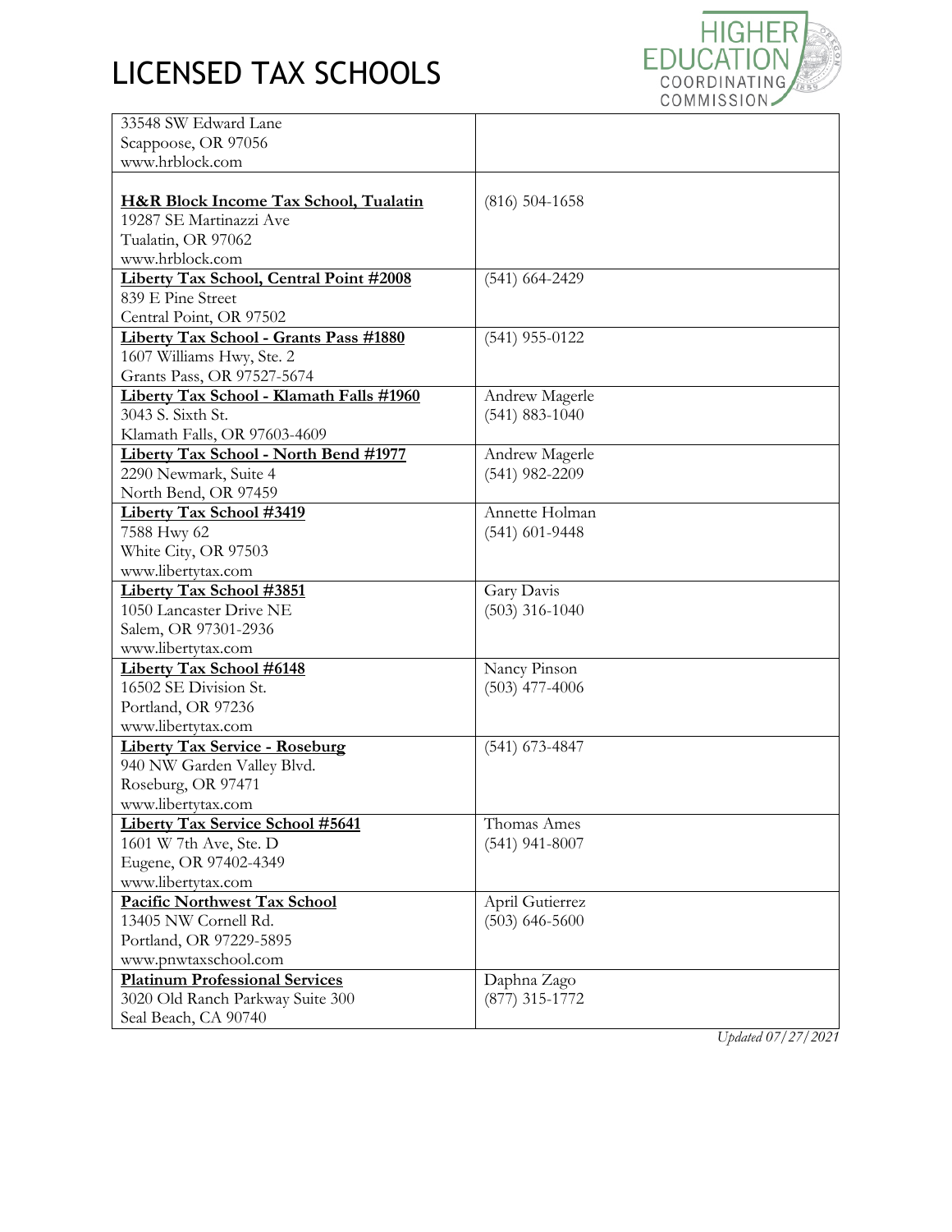# LICENSED TAX SCHOOLS

| | |
|---|---|
| 33548 SW Edward Lane<br>Scappoose, OR 97056<br>www.hrblock.com | |
| **H&R Block Income Tax School, Tualatin**<br>19287 SE Martinazzi Ave<br>Tualatin, OR 97062<br>www.hrblock.com | (816) 504-1658 |
| **Liberty Tax School, Central Point #2008**<br>839 E Pine Street<br>Central Point, OR 97502 | (541) 664-2429 |
| **Liberty Tax School - Grants Pass #1880**<br>1607 Williams Hwy, Ste. 2<br>Grants Pass, OR 97527-5674 | (541) 955-0122 |
| **Liberty Tax School - Klamath Falls #1960**<br>3043 S. Sixth St.<br>Klamath Falls, OR 97603-4609 | Andrew Magerle<br>(541) 883-1040 |
| **Liberty Tax School - North Bend #1977**<br>2290 Newmark, Suite 4<br>North Bend, OR 97459 | Andrew Magerle<br>(541) 982-2209 |
| **Liberty Tax School #3419**<br>7588 Hwy 62<br>White City, OR 97503<br>www.libertytax.com | Annette Holman<br>(541) 601-9448 |
| **Liberty Tax School #3851**<br>1050 Lancaster Drive NE<br>Salem, OR 97301-2936<br>www.libertytax.com | Gary Davis<br>(503) 316-1040 |
| **Liberty Tax School #6148**<br>16502 SE Division St.<br>Portland, OR 97236<br>www.libertytax.com | Nancy Pinson<br>(503) 477-4006 |
| **Liberty Tax Service - Roseburg**<br>940 NW Garden Valley Blvd.<br>Roseburg, OR 97471<br>www.libertytax.com | (541) 673-4847 |
| **Liberty Tax Service School #5641**<br>1601 W 7th Ave, Ste. D<br>Eugene, OR 97402-4349<br>www.libertytax.com | Thomas Ames<br>(541) 941-8007 |
| **Pacific Northwest Tax School**<br>13405 NW Cornell Rd.<br>Portland, OR 97229-5895<br>www.pnwtaxschool.com | April Gutierrez<br>(503) 646-5600 |
| **Platinum Professional Services**<br>3020 Old Ranch Parkway Suite 300<br>Seal Beach, CA 90740 | Daphna Zago<br>(877) 315-1772 |

*Updated 07/27/2021*